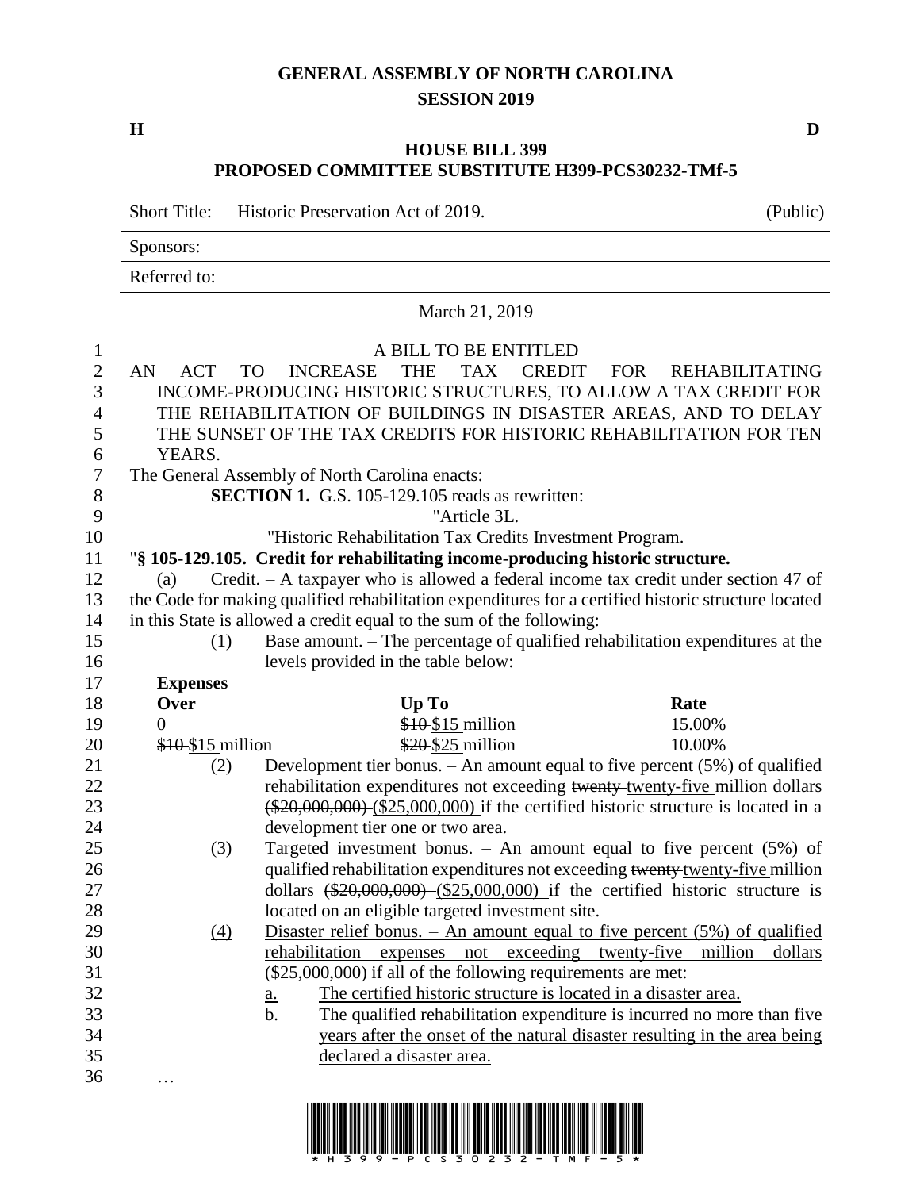GENERAL ASSEMBLY OF NORTH CAROLINA
SESSION 2019

H D

**HOUSE BILL 399**
**PROPOSED COMMITTEE SUBSTITUTE H399-PCS30232-TMf-5**

Short Title: Historic Preservation Act of 2019. (Public)

Sponsors:

Referred to:

March 21, 2019

A BILL TO BE ENTITLED

AN ACT TO INCREASE THE TAX CREDIT FOR REHABILITATING INCOME-PRODUCING HISTORIC STRUCTURES, TO ALLOW A TAX CREDIT FOR THE REHABILITATION OF BUILDINGS IN DISASTER AREAS, AND TO DELAY THE SUNSET OF THE TAX CREDITS FOR HISTORIC REHABILITATION FOR TEN YEARS.

The General Assembly of North Carolina enacts:

**SECTION 1.** G.S. 105-129.105 reads as rewritten:

"Article 3L.

"Historic Rehabilitation Tax Credits Investment Program.

"**§ 105-129.105. Credit for rehabilitating income-producing historic structure.**

(a) Credit. – A taxpayer who is allowed a federal income tax credit under section 47 of the Code for making qualified rehabilitation expenditures for a certified historic structure located in this State is allowed a credit equal to the sum of the following:

(1) Base amount. – The percentage of qualified rehabilitation expenditures at the levels provided in the table below:

| **Expenses** | | |
|---|---|---|
| **Over** | **Up To** | **Rate** |
| 0 | ~~$10~~ $15 million | 15.00% |
| ~~$10~~ $15 million | ~~$20~~ $25 million | 10.00% |

(2) Development tier bonus. – An amount equal to five percent (5%) of qualified rehabilitation expenditures not exceeding ~~twenty~~ twenty-five million dollars ~~($20,000,000)~~ ($25,000,000) if the certified historic structure is located in a development tier one or two area.

(3) Targeted investment bonus. – An amount equal to five percent (5%) of qualified rehabilitation expenditures not exceeding ~~twenty~~ twenty-five million dollars ~~($20,000,000)~~ ($25,000,000) if the certified historic structure is located on an eligible targeted investment site.

(4) Disaster relief bonus. – An amount equal to five percent (5%) of qualified rehabilitation expenses not exceeding twenty-five million dollars ($25,000,000) if all of the following requirements are met:

a. The certified historic structure is located in a disaster area.

b. The qualified rehabilitation expenditure is incurred no more than five years after the onset of the natural disaster resulting in the area being declared a disaster area.

…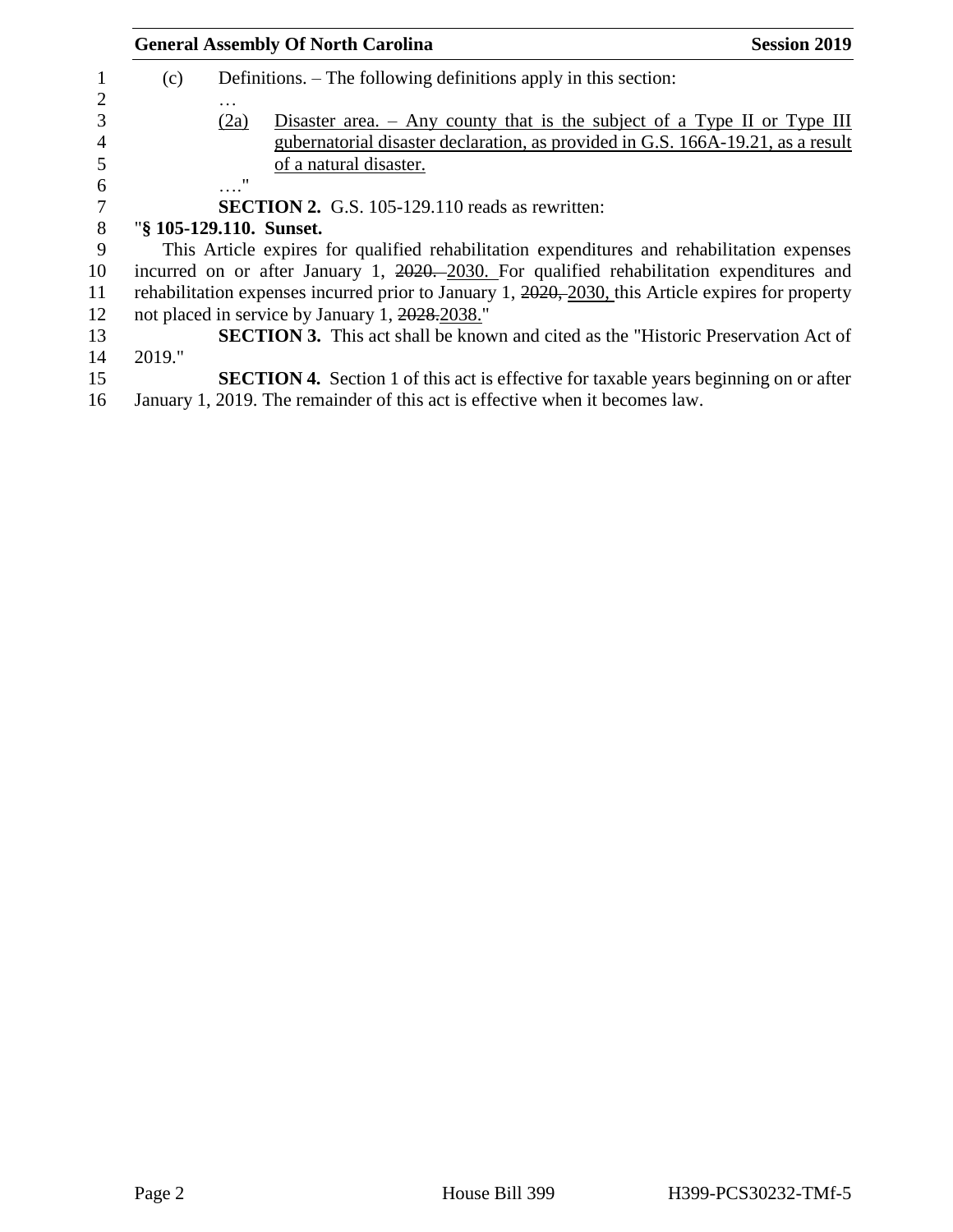(c) Definitions. – The following definitions apply in this section:

…

(2a) Disaster area. – Any county that is the subject of a Type II or Type III gubernatorial disaster declaration, as provided in G.S. 166A-19.21, as a result of a natural disaster.

…."

**SECTION 2.** G.S. 105-129.110 reads as rewritten:

"**§ 105-129.110. Sunset.**

This Article expires for qualified rehabilitation expenditures and rehabilitation expenses incurred on or after January 1, ~~2020.~~ 2030. For qualified rehabilitation expenditures and rehabilitation expenses incurred prior to January 1, ~~2020,~~ 2030, this Article expires for property not placed in service by January 1, ~~2028.~~2038."

**SECTION 3.** This act shall be known and cited as the "Historic Preservation Act of 2019."

**SECTION 4.** Section 1 of this act is effective for taxable years beginning on or after January 1, 2019. The remainder of this act is effective when it becomes law.